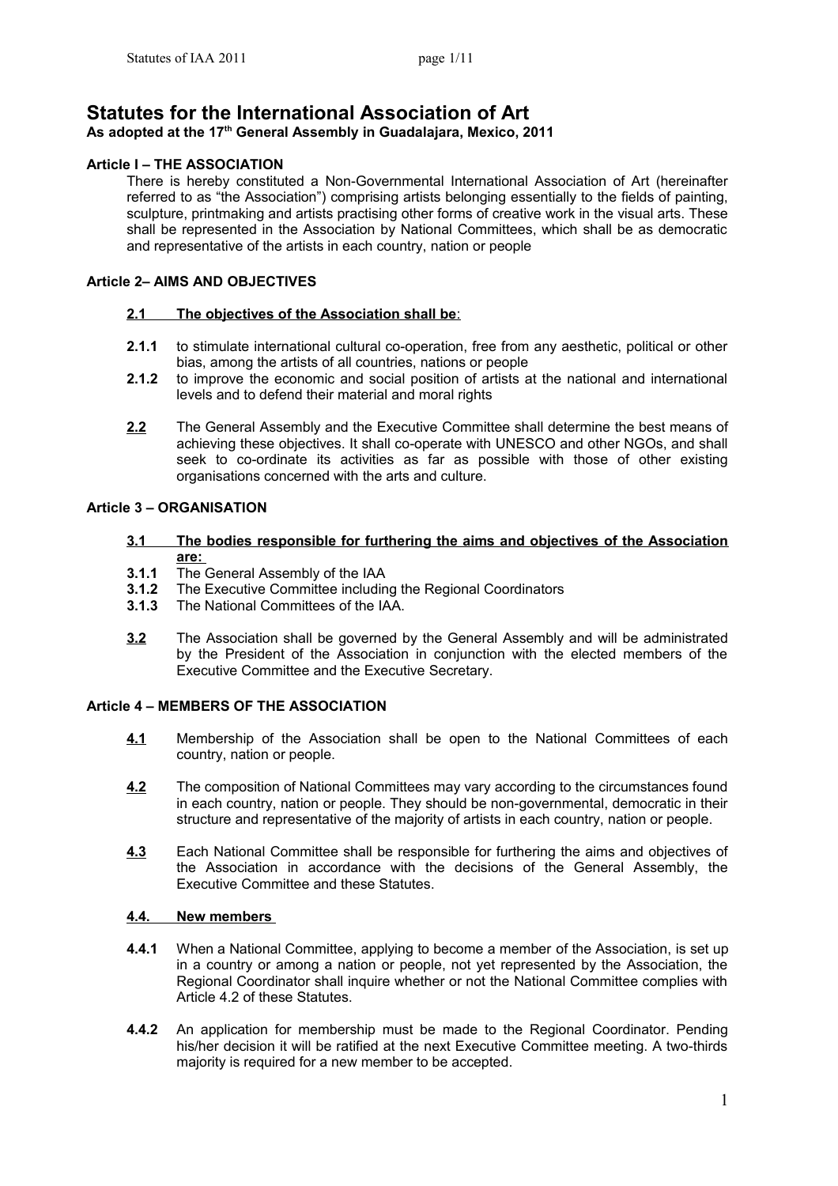# Statutes for the International Association of Art

**As adopted at the 17th General Assembly in Guadalajara, Mexico, 2011**

### Article I – THE ASSOCIATION

There is hereby constituted a Non-Governmental International Association of Art (hereinafter referred to as "the Association") comprising artists belonging essentially to the fields of painting, sculpture, printmaking and artists practising other forms of creative work in the visual arts. These shall be represented in the Association by National Committees, which shall be as democratic and representative of the artists in each country, nation or people

### Article 2– AIMS AND OBJECTIVES

**2.1 The objectives of the Association shall be**:

**2.1.1** to stimulate international cultural co-operation, free from any aesthetic, political or other bias, among the artists of all countries, nations or people

**2.1.2** to improve the economic and social position of artists at the national and international levels and to defend their material and moral rights

**2.2** The General Assembly and the Executive Committee shall determine the best means of achieving these objectives. It shall co-operate with UNESCO and other NGOs, and shall seek to co-ordinate its activities as far as possible with those of other existing organisations concerned with the arts and culture.

### Article 3 – ORGANISATION

**3.1 The bodies responsible for furthering the aims and objectives of the Association are:**

**3.1.1** The General Assembly of the IAA

**3.1.2** The Executive Committee including the Regional Coordinators

**3.1.3** The National Committees of the IAA.

**3.2** The Association shall be governed by the General Assembly and will be administrated by the President of the Association in conjunction with the elected members of the Executive Committee and the Executive Secretary.

### Article 4 – MEMBERS OF THE ASSOCIATION

**4.1** Membership of the Association shall be open to the National Committees of each country, nation or people.

**4.2** The composition of National Committees may vary according to the circumstances found in each country, nation or people. They should be non-governmental, democratic in their structure and representative of the majority of artists in each country, nation or people.

**4.3** Each National Committee shall be responsible for furthering the aims and objectives of the Association in accordance with the decisions of the General Assembly, the Executive Committee and these Statutes.

**4.4. New members**

**4.4.1** When a National Committee, applying to become a member of the Association, is set up in a country or among a nation or people, not yet represented by the Association, the Regional Coordinator shall inquire whether or not the National Committee complies with Article 4.2 of these Statutes.

**4.4.2** An application for membership must be made to the Regional Coordinator. Pending his/her decision it will be ratified at the next Executive Committee meeting. A two-thirds majority is required for a new member to be accepted.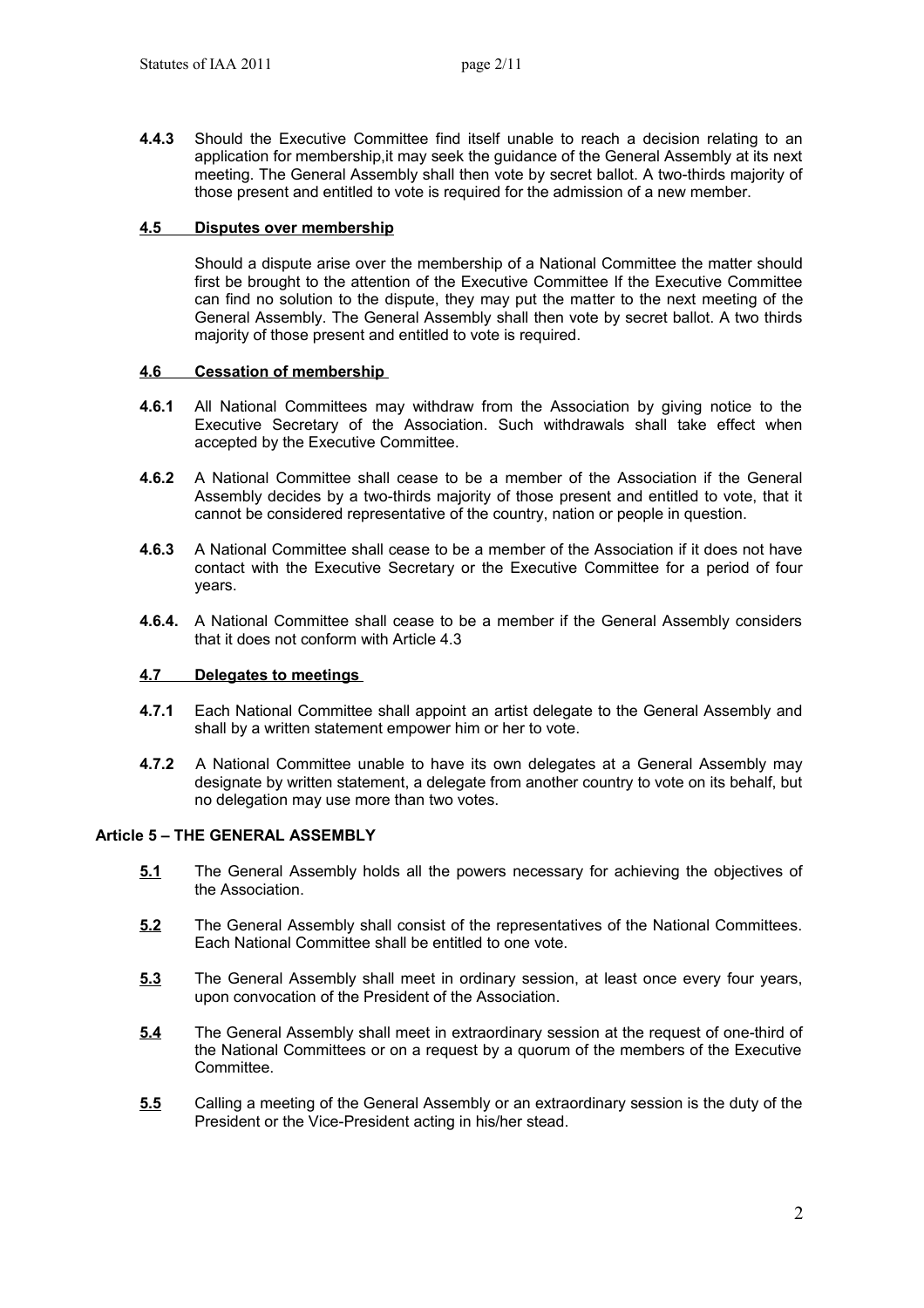**4.4.3** Should the Executive Committee find itself unable to reach a decision relating to an application for membership,it may seek the guidance of the General Assembly at its next meeting. The General Assembly shall then vote by secret ballot. A two-thirds majority of those present and entitled to vote is required for the admission of a new member.

#### 4.5 Disputes over membership

Should a dispute arise over the membership of a National Committee the matter should first be brought to the attention of the Executive Committee If the Executive Committee can find no solution to the dispute, they may put the matter to the next meeting of the General Assembly. The General Assembly shall then vote by secret ballot. A two thirds majority of those present and entitled to vote is required.

#### 4.6 Cessation of membership

**4.6.1** All National Committees may withdraw from the Association by giving notice to the Executive Secretary of the Association. Such withdrawals shall take effect when accepted by the Executive Committee.

**4.6.2** A National Committee shall cease to be a member of the Association if the General Assembly decides by a two-thirds majority of those present and entitled to vote, that it cannot be considered representative of the country, nation or people in question.

**4.6.3** A National Committee shall cease to be a member of the Association if it does not have contact with the Executive Secretary or the Executive Committee for a period of four years.

**4.6.4.** A National Committee shall cease to be a member if the General Assembly considers that it does not conform with Article 4.3

#### 4.7 Delegates to meetings

**4.7.1** Each National Committee shall appoint an artist delegate to the General Assembly and shall by a written statement empower him or her to vote.

**4.7.2** A National Committee unable to have its own delegates at a General Assembly may designate by written statement, a delegate from another country to vote on its behalf, but no delegation may use more than two votes.

### Article 5 – THE GENERAL ASSEMBLY

**5.1** The General Assembly holds all the powers necessary for achieving the objectives of the Association.

**5.2** The General Assembly shall consist of the representatives of the National Committees. Each National Committee shall be entitled to one vote.

**5.3** The General Assembly shall meet in ordinary session, at least once every four years, upon convocation of the President of the Association.

**5.4** The General Assembly shall meet in extraordinary session at the request of one-third of the National Committees or on a request by a quorum of the members of the Executive Committee.

**5.5** Calling a meeting of the General Assembly or an extraordinary session is the duty of the President or the Vice-President acting in his/her stead.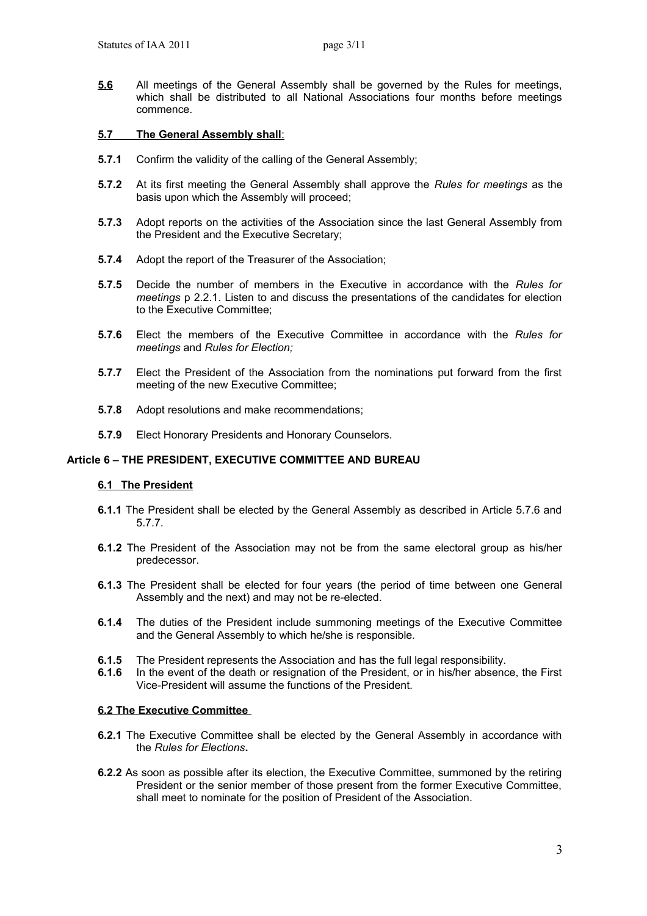**5.6** All meetings of the General Assembly shall be governed by the Rules for meetings, which shall be distributed to all National Associations four months before meetings commence.

**5.7 The General Assembly shall**:

**5.7.1** Confirm the validity of the calling of the General Assembly;

**5.7.2** At its first meeting the General Assembly shall approve the *Rules for meetings* as the basis upon which the Assembly will proceed;

**5.7.3** Adopt reports on the activities of the Association since the last General Assembly from the President and the Executive Secretary;

**5.7.4** Adopt the report of the Treasurer of the Association;

**5.7.5** Decide the number of members in the Executive in accordance with the *Rules for meetings* p 2.2.1. Listen to and discuss the presentations of the candidates for election to the Executive Committee;

**5.7.6** Elect the members of the Executive Committee in accordance with the *Rules for meetings* and *Rules for Election;*

**5.7.7** Elect the President of the Association from the nominations put forward from the first meeting of the new Executive Committee;

**5.7.8** Adopt resolutions and make recommendations;

**5.7.9** Elect Honorary Presidents and Honorary Counselors.

## Article 6 – THE PRESIDENT, EXECUTIVE COMMITTEE AND BUREAU

### 6.1 The President

**6.1.1** The President shall be elected by the General Assembly as described in Article 5.7.6 and 5.7.7.

**6.1.2** The President of the Association may not be from the same electoral group as his/her predecessor.

**6.1.3** The President shall be elected for four years (the period of time between one General Assembly and the next) and may not be re-elected.

**6.1.4** The duties of the President include summoning meetings of the Executive Committee and the General Assembly to which he/she is responsible.

**6.1.5** The President represents the Association and has the full legal responsibility.

**6.1.6** In the event of the death or resignation of the President, or in his/her absence, the First Vice-President will assume the functions of the President.

### 6.2 The Executive Committee

**6.2.1** The Executive Committee shall be elected by the General Assembly in accordance with the *Rules for Elections*.

**6.2.2** As soon as possible after its election, the Executive Committee, summoned by the retiring President or the senior member of those present from the former Executive Committee, shall meet to nominate for the position of President of the Association.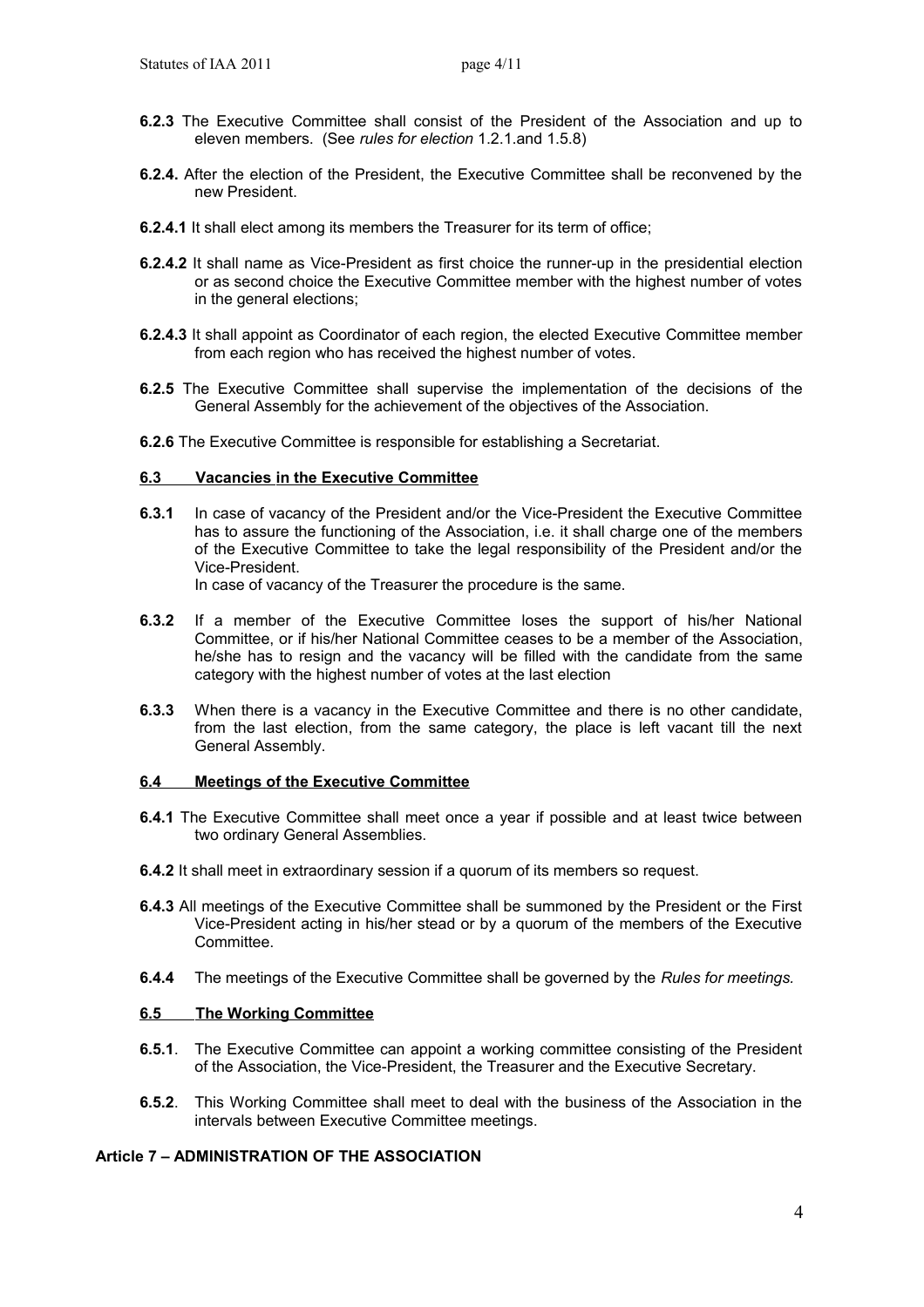**6.2.3** The Executive Committee shall consist of the President of the Association and up to eleven members. (See *rules for election* 1.2.1.and 1.5.8)

**6.2.4.** After the election of the President, the Executive Committee shall be reconvened by the new President.

**6.2.4.1** It shall elect among its members the Treasurer for its term of office;

**6.2.4.2** It shall name as Vice-President as first choice the runner-up in the presidential election or as second choice the Executive Committee member with the highest number of votes in the general elections;

**6.2.4.3** It shall appoint as Coordinator of each region, the elected Executive Committee member from each region who has received the highest number of votes.

**6.2.5** The Executive Committee shall supervise the implementation of the decisions of the General Assembly for the achievement of the objectives of the Association.

**6.2.6** The Executive Committee is responsible for establishing a Secretariat.

### 6.3 Vacancies in the Executive Committee

**6.3.1** In case of vacancy of the President and/or the Vice-President the Executive Committee has to assure the functioning of the Association, i.e. it shall charge one of the members of the Executive Committee to take the legal responsibility of the President and/or the Vice-President.
In case of vacancy of the Treasurer the procedure is the same.

**6.3.2** If a member of the Executive Committee loses the support of his/her National Committee, or if his/her National Committee ceases to be a member of the Association, he/she has to resign and the vacancy will be filled with the candidate from the same category with the highest number of votes at the last election

**6.3.3** When there is a vacancy in the Executive Committee and there is no other candidate, from the last election, from the same category, the place is left vacant till the next General Assembly.

### 6.4 Meetings of the Executive Committee

**6.4.1** The Executive Committee shall meet once a year if possible and at least twice between two ordinary General Assemblies.

**6.4.2** It shall meet in extraordinary session if a quorum of its members so request.

**6.4.3** All meetings of the Executive Committee shall be summoned by the President or the First Vice-President acting in his/her stead or by a quorum of the members of the Executive Committee.

**6.4.4** The meetings of the Executive Committee shall be governed by the *Rules for meetings.*

### 6.5 The Working Committee

**6.5.1**. The Executive Committee can appoint a working committee consisting of the President of the Association, the Vice-President, the Treasurer and the Executive Secretary.

**6.5.2**. This Working Committee shall meet to deal with the business of the Association in the intervals between Executive Committee meetings.

## Article 7 – ADMINISTRATION OF THE ASSOCIATION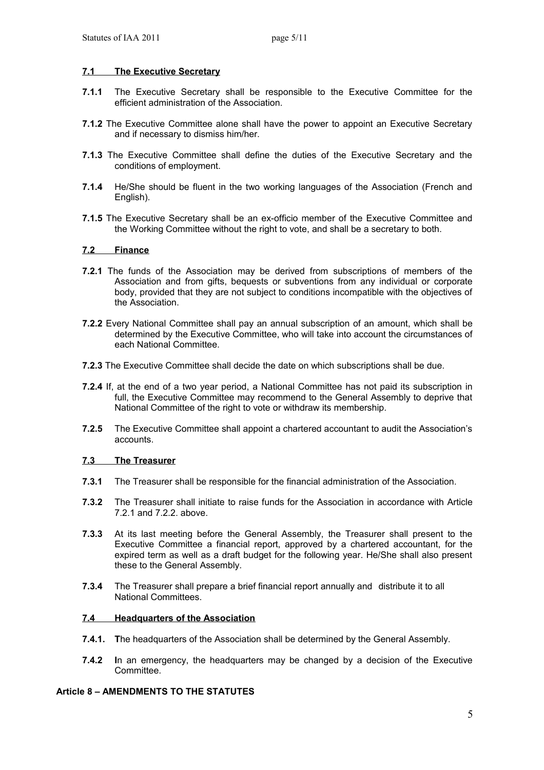### 7.1 The Executive Secretary

**7.1.1** The Executive Secretary shall be responsible to the Executive Committee for the efficient administration of the Association.

**7.1.2** The Executive Committee alone shall have the power to appoint an Executive Secretary and if necessary to dismiss him/her.

**7.1.3** The Executive Committee shall define the duties of the Executive Secretary and the conditions of employment.

**7.1.4** He/She should be fluent in the two working languages of the Association (French and English).

**7.1.5** The Executive Secretary shall be an ex-officio member of the Executive Committee and the Working Committee without the right to vote, and shall be a secretary to both.

### 7.2 Finance

**7.2.1** The funds of the Association may be derived from subscriptions of members of the Association and from gifts, bequests or subventions from any individual or corporate body, provided that they are not subject to conditions incompatible with the objectives of the Association.

**7.2.2** Every National Committee shall pay an annual subscription of an amount, which shall be determined by the Executive Committee, who will take into account the circumstances of each National Committee.

**7.2.3** The Executive Committee shall decide the date on which subscriptions shall be due.

**7.2.4** If, at the end of a two year period, a National Committee has not paid its subscription in full, the Executive Committee may recommend to the General Assembly to deprive that National Committee of the right to vote or withdraw its membership.

**7.2.5** The Executive Committee shall appoint a chartered accountant to audit the Association's accounts.

### 7.3 The Treasurer

**7.3.1** The Treasurer shall be responsible for the financial administration of the Association.

**7.3.2** The Treasurer shall initiate to raise funds for the Association in accordance with Article 7.2.1 and 7.2.2. above.

**7.3.3** At its last meeting before the General Assembly, the Treasurer shall present to the Executive Committee a financial report, approved by a chartered accountant, for the expired term as well as a draft budget for the following year. He/She shall also present these to the General Assembly.

**7.3.4** The Treasurer shall prepare a brief financial report annually and distribute it to all National Committees.

### 7.4 Headquarters of the Association

**7.4.1.** **T**he headquarters of the Association shall be determined by the General Assembly.

**7.4.2** **I**n an emergency, the headquarters may be changed by a decision of the Executive Committee.

## Article 8 – AMENDMENTS TO THE STATUTES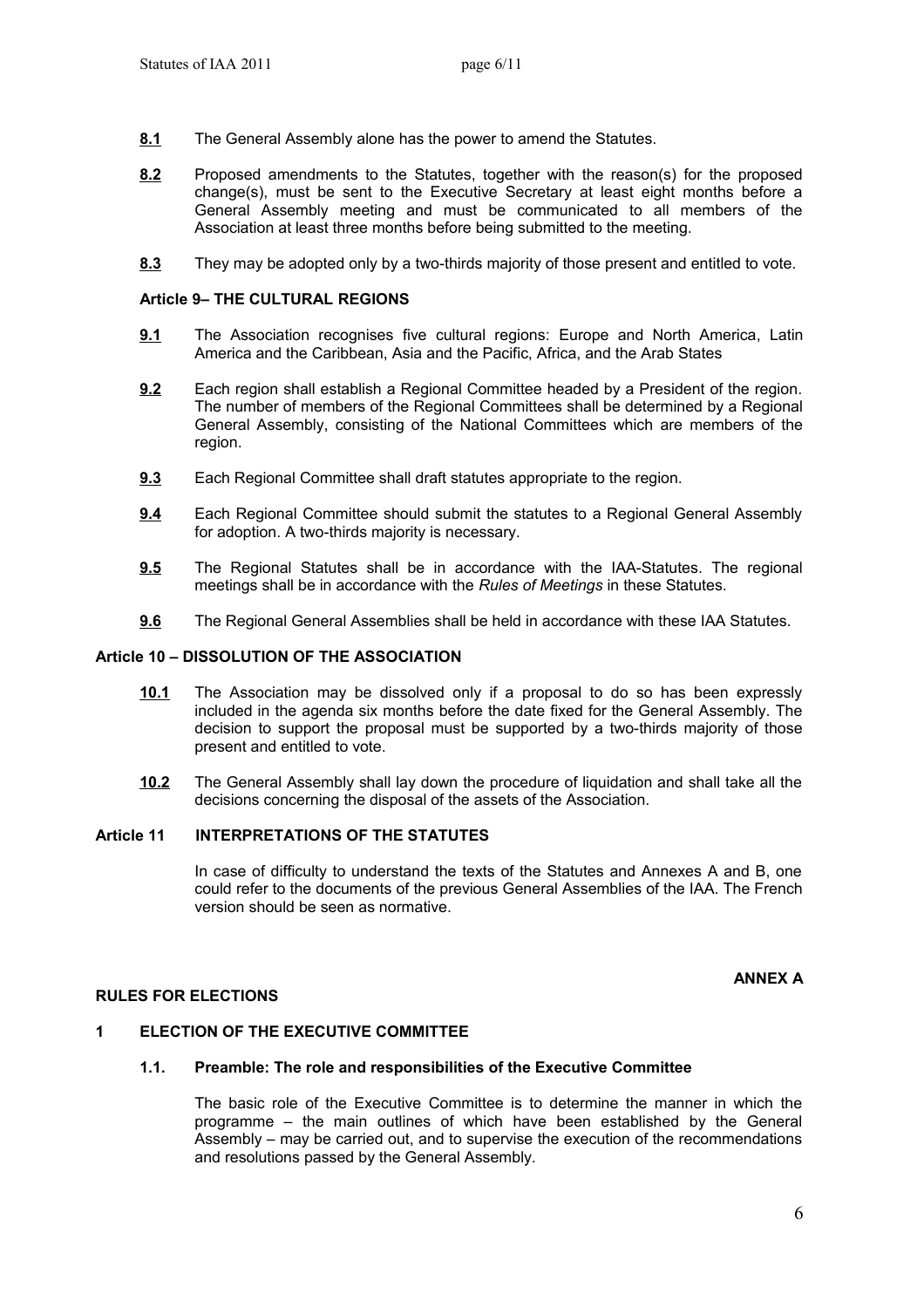**8.1** The General Assembly alone has the power to amend the Statutes.

**8.2** Proposed amendments to the Statutes, together with the reason(s) for the proposed change(s), must be sent to the Executive Secretary at least eight months before a General Assembly meeting and must be communicated to all members of the Association at least three months before being submitted to the meeting.

**8.3** They may be adopted only by a two-thirds majority of those present and entitled to vote.

### Article 9– THE CULTURAL REGIONS

**9.1** The Association recognises five cultural regions: Europe and North America, Latin America and the Caribbean, Asia and the Pacific, Africa, and the Arab States

**9.2** Each region shall establish a Regional Committee headed by a President of the region. The number of members of the Regional Committees shall be determined by a Regional General Assembly, consisting of the National Committees which are members of the region.

**9.3** Each Regional Committee shall draft statutes appropriate to the region.

**9.4** Each Regional Committee should submit the statutes to a Regional General Assembly for adoption. A two-thirds majority is necessary.

**9.5** The Regional Statutes shall be in accordance with the IAA-Statutes. The regional meetings shall be in accordance with the *Rules of Meetings* in these Statutes.

**9.6** The Regional General Assemblies shall be held in accordance with these IAA Statutes.

### Article 10 – DISSOLUTION OF THE ASSOCIATION

**10.1** The Association may be dissolved only if a proposal to do so has been expressly included in the agenda six months before the date fixed for the General Assembly. The decision to support the proposal must be supported by a two-thirds majority of those present and entitled to vote.

**10.2** The General Assembly shall lay down the procedure of liquidation and shall take all the decisions concerning the disposal of the assets of the Association.

### Article 11 INTERPRETATIONS OF THE STATUTES

In case of difficulty to understand the texts of the Statutes and Annexes A and B, one could refer to the documents of the previous General Assemblies of the IAA. The French version should be seen as normative.

**ANNEX A**

## RULES FOR ELECTIONS

### 1 ELECTION OF THE EXECUTIVE COMMITTEE

#### 1.1. Preamble: The role and responsibilities of the Executive Committee

The basic role of the Executive Committee is to determine the manner in which the programme – the main outlines of which have been established by the General Assembly – may be carried out, and to supervise the execution of the recommendations and resolutions passed by the General Assembly.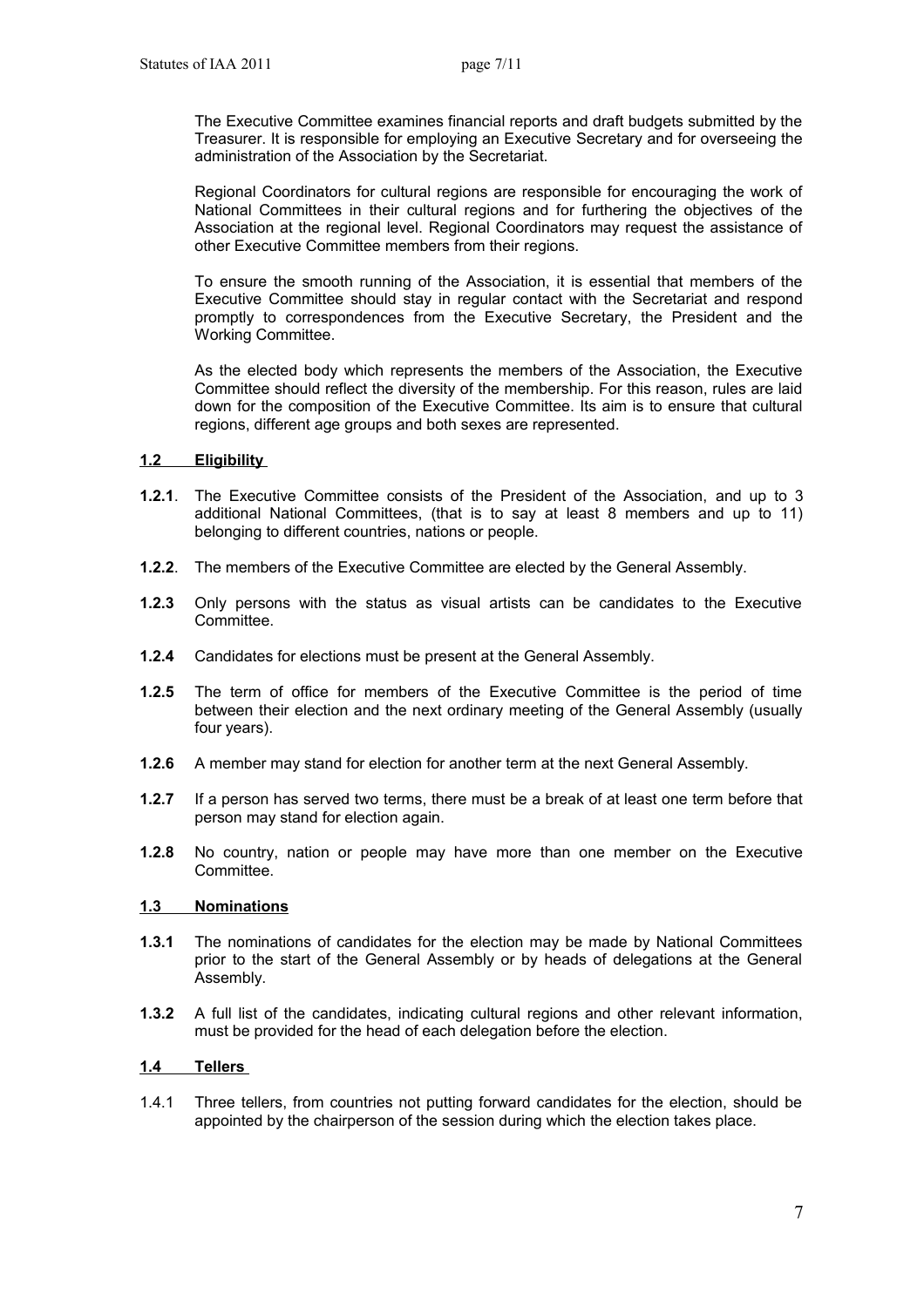The Executive Committee examines financial reports and draft budgets submitted by the Treasurer. It is responsible for employing an Executive Secretary and for overseeing the administration of the Association by the Secretariat.

Regional Coordinators for cultural regions are responsible for encouraging the work of National Committees in their cultural regions and for furthering the objectives of the Association at the regional level. Regional Coordinators may request the assistance of other Executive Committee members from their regions.

To ensure the smooth running of the Association, it is essential that members of the Executive Committee should stay in regular contact with the Secretariat and respond promptly to correspondences from the Executive Secretary, the President and the Working Committee.

As the elected body which represents the members of the Association, the Executive Committee should reflect the diversity of the membership. For this reason, rules are laid down for the composition of the Executive Committee. Its aim is to ensure that cultural regions, different age groups and both sexes are represented.

## 1.2 Eligibility

**1.2.1**. The Executive Committee consists of the President of the Association, and up to 3 additional National Committees, (that is to say at least 8 members and up to 11) belonging to different countries, nations or people.

**1.2.2**. The members of the Executive Committee are elected by the General Assembly.

**1.2.3** Only persons with the status as visual artists can be candidates to the Executive Committee.

**1.2.4** Candidates for elections must be present at the General Assembly.

**1.2.5** The term of office for members of the Executive Committee is the period of time between their election and the next ordinary meeting of the General Assembly (usually four years).

**1.2.6** A member may stand for election for another term at the next General Assembly.

**1.2.7** If a person has served two terms, there must be a break of at least one term before that person may stand for election again.

**1.2.8** No country, nation or people may have more than one member on the Executive Committee.

## 1.3 Nominations

**1.3.1** The nominations of candidates for the election may be made by National Committees prior to the start of the General Assembly or by heads of delegations at the General Assembly.

**1.3.2** A full list of the candidates, indicating cultural regions and other relevant information, must be provided for the head of each delegation before the election.

## 1.4 Tellers

1.4.1 Three tellers, from countries not putting forward candidates for the election, should be appointed by the chairperson of the session during which the election takes place.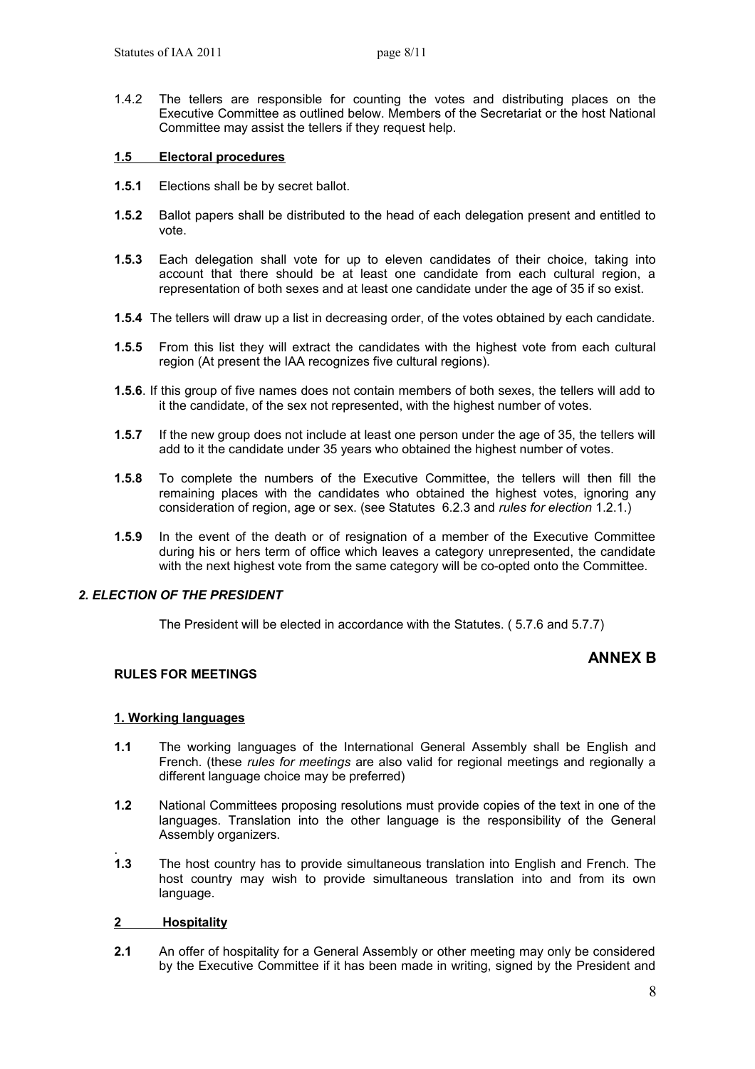1.4.2 The tellers are responsible for counting the votes and distributing places on the Executive Committee as outlined below. Members of the Secretariat or the host National Committee may assist the tellers if they request help.

### 1.5 Electoral procedures

**1.5.1** Elections shall be by secret ballot.

**1.5.2** Ballot papers shall be distributed to the head of each delegation present and entitled to vote.

**1.5.3** Each delegation shall vote for up to eleven candidates of their choice, taking into account that there should be at least one candidate from each cultural region, a representation of both sexes and at least one candidate under the age of 35 if so exist.

**1.5.4** The tellers will draw up a list in decreasing order, of the votes obtained by each candidate.

**1.5.5** From this list they will extract the candidates with the highest vote from each cultural region (At present the IAA recognizes five cultural regions).

**1.5.6**. If this group of five names does not contain members of both sexes, the tellers will add to it the candidate, of the sex not represented, with the highest number of votes.

**1.5.7** If the new group does not include at least one person under the age of 35, the tellers will add to it the candidate under 35 years who obtained the highest number of votes.

**1.5.8** To complete the numbers of the Executive Committee, the tellers will then fill the remaining places with the candidates who obtained the highest votes, ignoring any consideration of region, age or sex. (see Statutes 6.2.3 and *rules for election* 1.2.1.)

**1.5.9** In the event of the death or of resignation of a member of the Executive Committee during his or hers term of office which leaves a category unrepresented, the candidate with the next highest vote from the same category will be co-opted onto the Committee.

## *2. ELECTION OF THE PRESIDENT*

The President will be elected in accordance with the Statutes. ( 5.7.6 and 5.7.7)

# ANNEX B

## RULES FOR MEETINGS

### 1. Working languages

**1.1** The working languages of the International General Assembly shall be English and French. (these *rules for meetings* are also valid for regional meetings and regionally a different language choice may be preferred)

**1.2** National Committees proposing resolutions must provide copies of the text in one of the languages. Translation into the other language is the responsibility of the General Assembly organizers.

**1.3** The host country has to provide simultaneous translation into English and French. The host country may wish to provide simultaneous translation into and from its own language.

### 2 Hospitality

**2.1** An offer of hospitality for a General Assembly or other meeting may only be considered by the Executive Committee if it has been made in writing, signed by the President and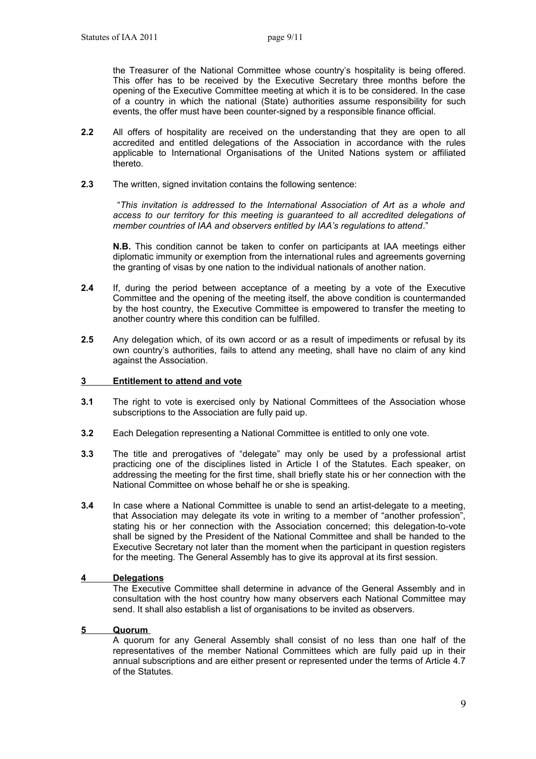the Treasurer of the National Committee whose country's hospitality is being offered. This offer has to be received by the Executive Secretary three months before the opening of the Executive Committee meeting at which it is to be considered. In the case of a country in which the national (State) authorities assume responsibility for such events, the offer must have been counter-signed by a responsible finance official.

**2.2** All offers of hospitality are received on the understanding that they are open to all accredited and entitled delegations of the Association in accordance with the rules applicable to International Organisations of the United Nations system or affiliated thereto.

**2.3** The written, signed invitation contains the following sentence:

"*This invitation is addressed to the International Association of Art as a whole and access to our territory for this meeting is guaranteed to all accredited delegations of member countries of IAA and observers entitled by IAA's regulations to attend*."

**N.B.** This condition cannot be taken to confer on participants at IAA meetings either diplomatic immunity or exemption from the international rules and agreements governing the granting of visas by one nation to the individual nationals of another nation.

**2.4** If, during the period between acceptance of a meeting by a vote of the Executive Committee and the opening of the meeting itself, the above condition is countermanded by the host country, the Executive Committee is empowered to transfer the meeting to another country where this condition can be fulfilled.

**2.5** Any delegation which, of its own accord or as a result of impediments or refusal by its own country's authorities, fails to attend any meeting, shall have no claim of any kind against the Association.

## 3 Entitlement to attend and vote

**3.1** The right to vote is exercised only by National Committees of the Association whose subscriptions to the Association are fully paid up.

**3.2** Each Delegation representing a National Committee is entitled to only one vote.

**3.3** The title and prerogatives of "delegate" may only be used by a professional artist practicing one of the disciplines listed in Article I of the Statutes. Each speaker, on addressing the meeting for the first time, shall briefly state his or her connection with the National Committee on whose behalf he or she is speaking.

**3.4** In case where a National Committee is unable to send an artist-delegate to a meeting, that Association may delegate its vote in writing to a member of "another profession", stating his or her connection with the Association concerned; this delegation-to-vote shall be signed by the President of the National Committee and shall be handed to the Executive Secretary not later than the moment when the participant in question registers for the meeting. The General Assembly has to give its approval at its first session.

## 4 Delegations

The Executive Committee shall determine in advance of the General Assembly and in consultation with the host country how many observers each National Committee may send. It shall also establish a list of organisations to be invited as observers.

## 5 Quorum

A quorum for any General Assembly shall consist of no less than one half of the representatives of the member National Committees which are fully paid up in their annual subscriptions and are either present or represented under the terms of Article 4.7 of the Statutes.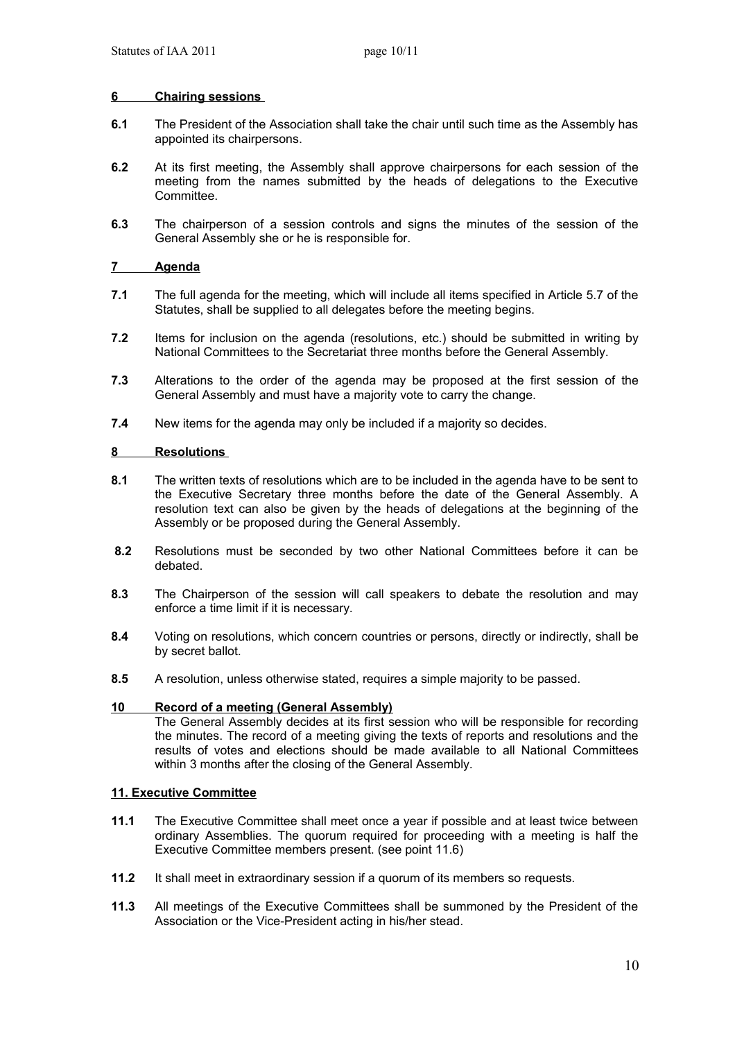## 6 Chairing sessions

**6.1** The President of the Association shall take the chair until such time as the Assembly has appointed its chairpersons.

**6.2** At its first meeting, the Assembly shall approve chairpersons for each session of the meeting from the names submitted by the heads of delegations to the Executive Committee.

**6.3** The chairperson of a session controls and signs the minutes of the session of the General Assembly she or he is responsible for.

## 7 Agenda

**7.1** The full agenda for the meeting, which will include all items specified in Article 5.7 of the Statutes, shall be supplied to all delegates before the meeting begins.

**7.2** Items for inclusion on the agenda (resolutions, etc.) should be submitted in writing by National Committees to the Secretariat three months before the General Assembly.

**7.3** Alterations to the order of the agenda may be proposed at the first session of the General Assembly and must have a majority vote to carry the change.

**7.4** New items for the agenda may only be included if a majority so decides.

## 8 Resolutions

**8.1** The written texts of resolutions which are to be included in the agenda have to be sent to the Executive Secretary three months before the date of the General Assembly. A resolution text can also be given by the heads of delegations at the beginning of the Assembly or be proposed during the General Assembly.

**8.2** Resolutions must be seconded by two other National Committees before it can be debated.

**8.3** The Chairperson of the session will call speakers to debate the resolution and may enforce a time limit if it is necessary.

**8.4** Voting on resolutions, which concern countries or persons, directly or indirectly, shall be by secret ballot.

**8.5** A resolution, unless otherwise stated, requires a simple majority to be passed.

## 10 Record of a meeting (General Assembly)

The General Assembly decides at its first session who will be responsible for recording the minutes. The record of a meeting giving the texts of reports and resolutions and the results of votes and elections should be made available to all National Committees within 3 months after the closing of the General Assembly.

## 11. Executive Committee

**11.1** The Executive Committee shall meet once a year if possible and at least twice between ordinary Assemblies. The quorum required for proceeding with a meeting is half the Executive Committee members present. (see point 11.6)

**11.2** It shall meet in extraordinary session if a quorum of its members so requests.

**11.3** All meetings of the Executive Committees shall be summoned by the President of the Association or the Vice-President acting in his/her stead.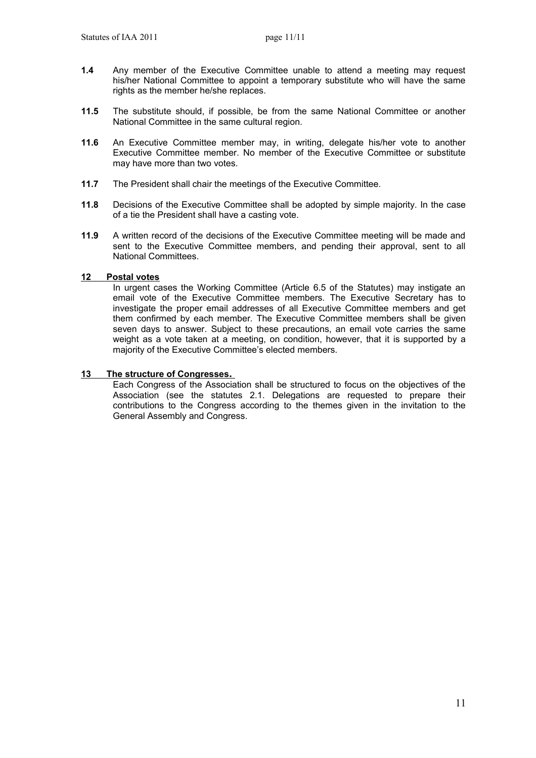**1.4** Any member of the Executive Committee unable to attend a meeting may request his/her National Committee to appoint a temporary substitute who will have the same rights as the member he/she replaces.

**11.5** The substitute should, if possible, be from the same National Committee or another National Committee in the same cultural region.

**11.6** An Executive Committee member may, in writing, delegate his/her vote to another Executive Committee member. No member of the Executive Committee or substitute may have more than two votes.

**11.7** The President shall chair the meetings of the Executive Committee.

**11.8** Decisions of the Executive Committee shall be adopted by simple majority. In the case of a tie the President shall have a casting vote.

**11.9** A written record of the decisions of the Executive Committee meeting will be made and sent to the Executive Committee members, and pending their approval, sent to all National Committees.

## 12 Postal votes

In urgent cases the Working Committee (Article 6.5 of the Statutes) may instigate an email vote of the Executive Committee members. The Executive Secretary has to investigate the proper email addresses of all Executive Committee members and get them confirmed by each member. The Executive Committee members shall be given seven days to answer. Subject to these precautions, an email vote carries the same weight as a vote taken at a meeting, on condition, however, that it is supported by a majority of the Executive Committee's elected members.

## 13 The structure of Congresses.

Each Congress of the Association shall be structured to focus on the objectives of the Association (see the statutes 2.1. Delegations are requested to prepare their contributions to the Congress according to the themes given in the invitation to the General Assembly and Congress.